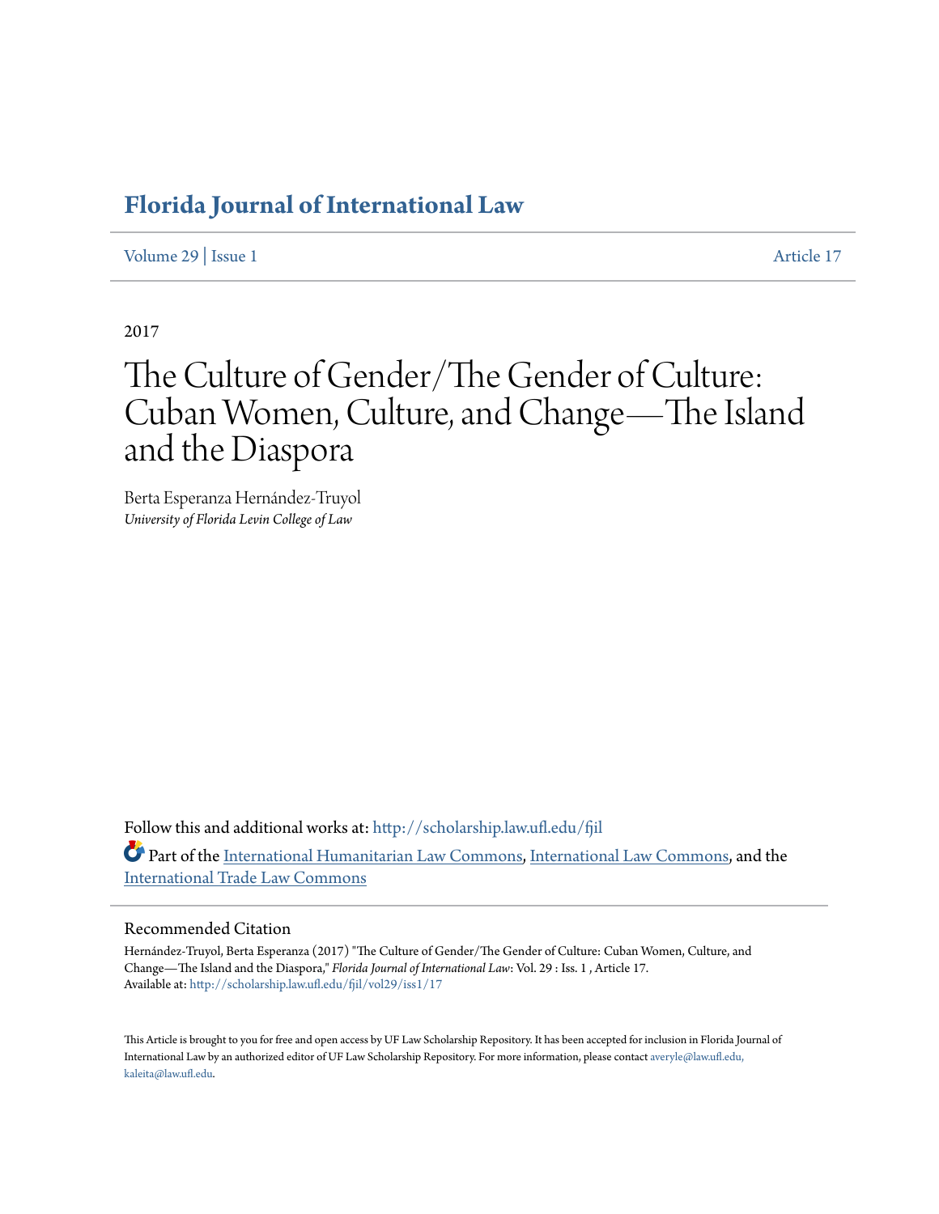# Florida Journal of International Law

Volume 29 | Issue 1 Article 17

2017

# The Culture of Gender/The Gender of Culture: Cuban Women, Culture, and Change—The Island and the Diaspora

Berta Esperanza Hernández-Truyol
*University of Florida Levin College of Law*

Follow this and additional works at: http://scholarship.law.ufl.edu/fjil

Part of the International Humanitarian Law Commons, International Law Commons, and the International Trade Law Commons

## Recommended Citation

Hernández-Truyol, Berta Esperanza (2017) "The Culture of Gender/The Gender of Culture: Cuban Women, Culture, and Change—The Island and the Diaspora," *Florida Journal of International Law*: Vol. 29 : Iss. 1 , Article 17.
Available at: http://scholarship.law.ufl.edu/fjil/vol29/iss1/17

This Article is brought to you for free and open access by UF Law Scholarship Repository. It has been accepted for inclusion in Florida Journal of International Law by an authorized editor of UF Law Scholarship Repository. For more information, please contact averyle@law.ufl.edu, kaleita@law.ufl.edu.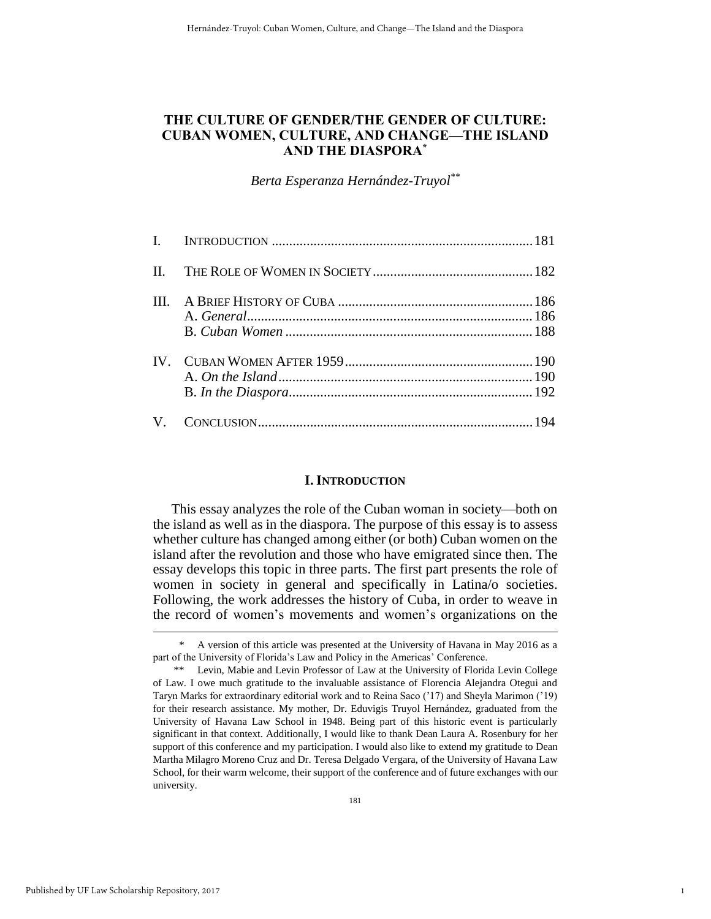# THE CULTURE OF GENDER/THE GENDER OF CULTURE: CUBAN WOMEN, CULTURE, AND CHANGE—THE ISLAND AND THE DIASPORA[*]

*Berta Esperanza Hernández-Truyol*[**]

| | | |
|---|---|---|
| I. | INTRODUCTION | 181 |
| II. | THE ROLE OF WOMEN IN SOCIETY | 182 |
| III. | A BRIEF HISTORY OF CUBA | 186 |
| | A. *General* | 186 |
| | B. *Cuban Women* | 188 |
| IV. | CUBAN WOMEN AFTER 1959 | 190 |
| | A. *On the Island* | 190 |
| | B. *In the Diaspora* | 192 |
| V. | CONCLUSION | 194 |

## I. INTRODUCTION

This essay analyzes the role of the Cuban woman in society—both on the island as well as in the diaspora. The purpose of this essay is to assess whether culture has changed among either (or both) Cuban women on the island after the revolution and those who have emigrated since then. The essay develops this topic in three parts. The first part presents the role of women in society in general and specifically in Latina/o societies. Following, the work addresses the history of Cuba, in order to weave in the record of women's movements and women's organizations on the

---

\* A version of this article was presented at the University of Havana in May 2016 as a part of the University of Florida's Law and Policy in the Americas' Conference.

\*\* Levin, Mabie and Levin Professor of Law at the University of Florida Levin College of Law. I owe much gratitude to the invaluable assistance of Florencia Alejandra Otegui and Taryn Marks for extraordinary editorial work and to Reina Saco ('17) and Sheyla Marimon ('19) for their research assistance. My mother, Dr. Eduvigis Truyol Hernández, graduated from the University of Havana Law School in 1948. Being part of this historic event is particularly significant in that context. Additionally, I would like to thank Dean Laura A. Rosenbury for her support of this conference and my participation. I would also like to extend my gratitude to Dean Martha Milagro Moreno Cruz and Dr. Teresa Delgado Vergara, of the University of Havana Law School, for their warm welcome, their support of the conference and of future exchanges with our university.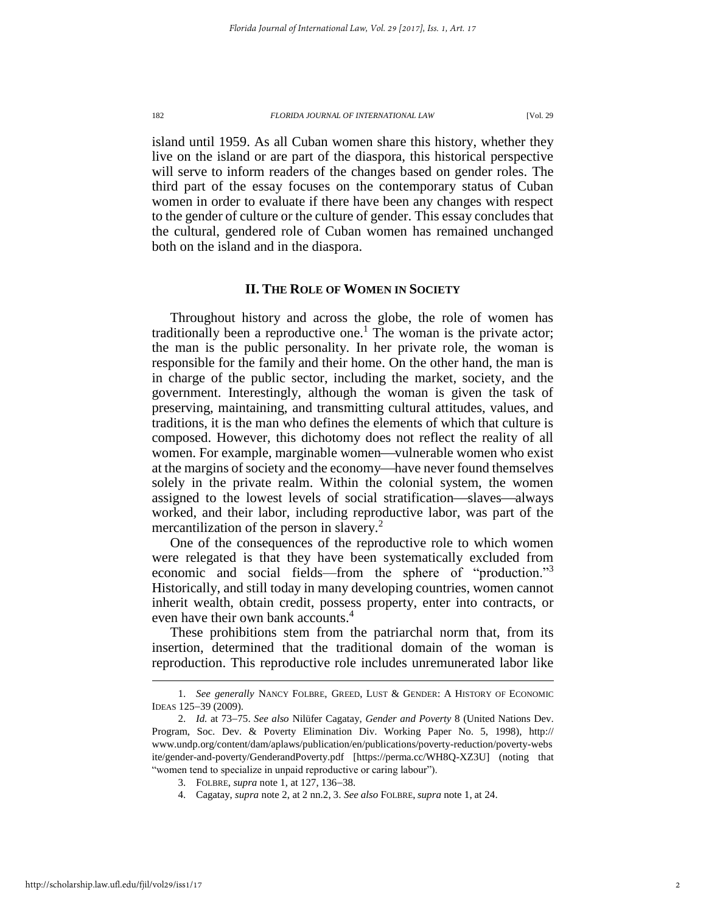island until 1959. As all Cuban women share this history, whether they live on the island or are part of the diaspora, this historical perspective will serve to inform readers of the changes based on gender roles. The third part of the essay focuses on the contemporary status of Cuban women in order to evaluate if there have been any changes with respect to the gender of culture or the culture of gender. This essay concludes that the cultural, gendered role of Cuban women has remained unchanged both on the island and in the diaspora.

## II. THE ROLE OF WOMEN IN SOCIETY

Throughout history and across the globe, the role of women has traditionally been a reproductive one.[1] The woman is the private actor; the man is the public personality. In her private role, the woman is responsible for the family and their home. On the other hand, the man is in charge of the public sector, including the market, society, and the government. Interestingly, although the woman is given the task of preserving, maintaining, and transmitting cultural attitudes, values, and traditions, it is the man who defines the elements of which that culture is composed. However, this dichotomy does not reflect the reality of all women. For example, marginable women—vulnerable women who exist at the margins of society and the economy—have never found themselves solely in the private realm. Within the colonial system, the women assigned to the lowest levels of social stratification—slaves—always worked, and their labor, including reproductive labor, was part of the mercantilization of the person in slavery.[2]

One of the consequences of the reproductive role to which women were relegated is that they have been systematically excluded from economic and social fields—from the sphere of "production."[3] Historically, and still today in many developing countries, women cannot inherit wealth, obtain credit, possess property, enter into contracts, or even have their own bank accounts.[4]

These prohibitions stem from the patriarchal norm that, from its insertion, determined that the traditional domain of the woman is reproduction. This reproductive role includes unremunerated labor like

---

1. *See generally* NANCY FOLBRE, GREED, LUST & GENDER: A HISTORY OF ECONOMIC IDEAS 125–39 (2009).

2. *Id.* at 73–75. *See also* Nilüfer Cagatay, *Gender and Poverty* 8 (United Nations Dev. Program, Soc. Dev. & Poverty Elimination Div. Working Paper No. 5, 1998), http://www.undp.org/content/dam/aplaws/publication/en/publications/poverty-reduction/poverty-website/gender-and-poverty/GenderandPoverty.pdf [https://perma.cc/WH8Q-XZ3U] (noting that "women tend to specialize in unpaid reproductive or caring labour").

3. FOLBRE, *supra* note 1, at 127, 136–38.

4. Cagatay, *supra* note 2, at 2 nn.2, 3. *See also* FOLBRE, *supra* note 1, at 24.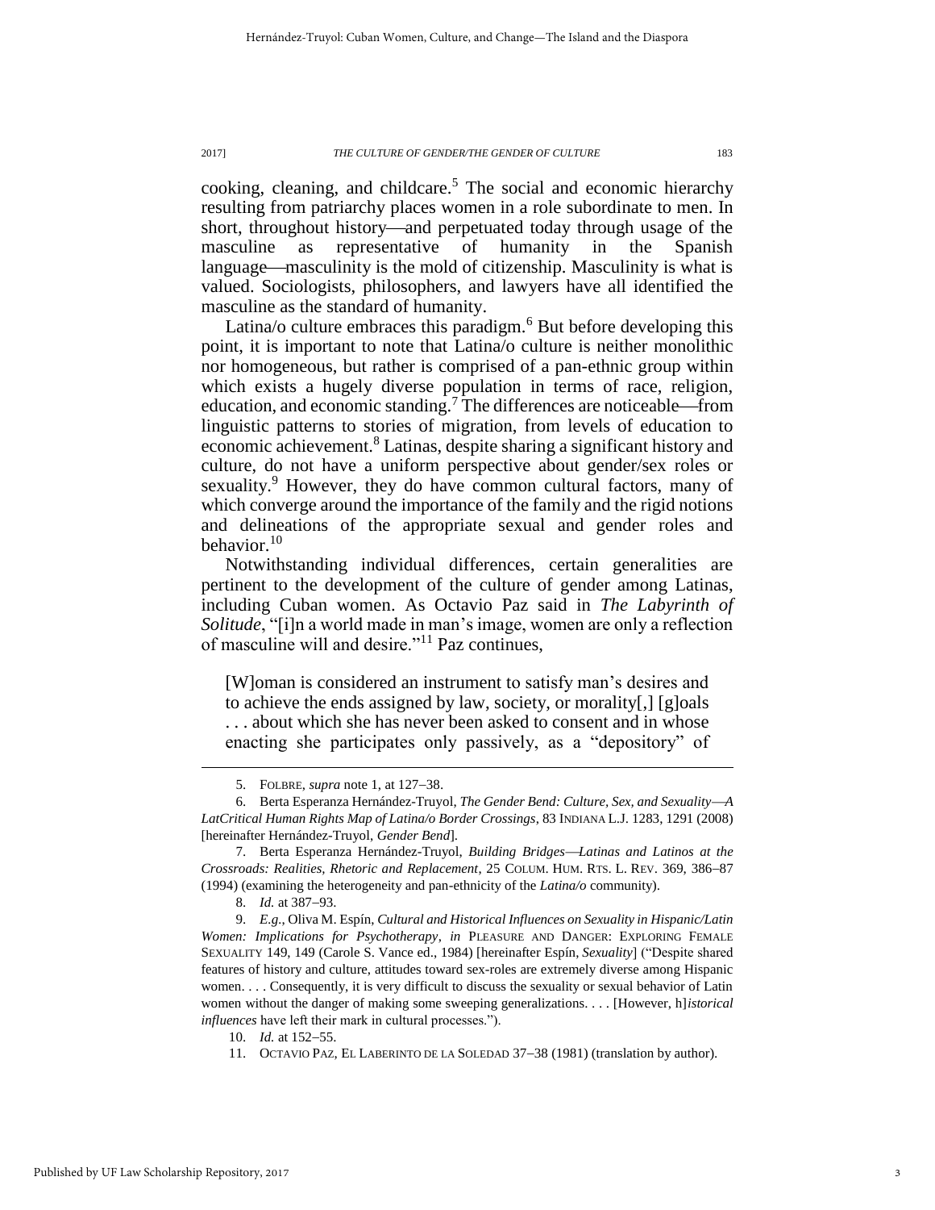cooking, cleaning, and childcare.[5] The social and economic hierarchy resulting from patriarchy places women in a role subordinate to men. In short, throughout history—and perpetuated today through usage of the masculine as representative of humanity in the Spanish language—masculinity is the mold of citizenship. Masculinity is what is valued. Sociologists, philosophers, and lawyers have all identified the masculine as the standard of humanity.

Latina/o culture embraces this paradigm.[6] But before developing this point, it is important to note that Latina/o culture is neither monolithic nor homogeneous, but rather is comprised of a pan-ethnic group within which exists a hugely diverse population in terms of race, religion, education, and economic standing.[7] The differences are noticeable—from linguistic patterns to stories of migration, from levels of education to economic achievement.[8] Latinas, despite sharing a significant history and culture, do not have a uniform perspective about gender/sex roles or sexuality.[9] However, they do have common cultural factors, many of which converge around the importance of the family and the rigid notions and delineations of the appropriate sexual and gender roles and behavior.[10]

Notwithstanding individual differences, certain generalities are pertinent to the development of the culture of gender among Latinas, including Cuban women. As Octavio Paz said in *The Labyrinth of Solitude*, "[i]n a world made in man's image, women are only a reflection of masculine will and desire."[11] Paz continues,

> [W]oman is considered an instrument to satisfy man's desires and to achieve the ends assigned by law, society, or morality[,] [g]oals . . . about which she has never been asked to consent and in whose enacting she participates only passively, as a "depository" of

---

5. FOLBRE, *supra* note 1, at 127–38.

6. Berta Esperanza Hernández-Truyol, *The Gender Bend: Culture, Sex, and Sexuality—A LatCritical Human Rights Map of Latina/o Border Crossings*, 83 INDIANA L.J. 1283, 1291 (2008) [hereinafter Hernández-Truyol, *Gender Bend*].

7. Berta Esperanza Hernández-Truyol, *Building Bridges—Latinas and Latinos at the Crossroads: Realities, Rhetoric and Replacement*, 25 COLUM. HUM. RTS. L. REV. 369, 386–87 (1994) (examining the heterogeneity and pan-ethnicity of the *Latina/o* community).

8. *Id.* at 387–93.

9. *E.g.*, Oliva M. Espín, *Cultural and Historical Influences on Sexuality in Hispanic/Latin Women: Implications for Psychotherapy*, *in* PLEASURE AND DANGER: EXPLORING FEMALE SEXUALITY 149, 149 (Carole S. Vance ed., 1984) [hereinafter Espín, *Sexuality*] ("Despite shared features of history and culture, attitudes toward sex-roles are extremely diverse among Hispanic women. . . . Consequently, it is very difficult to discuss the sexuality or sexual behavior of Latin women without the danger of making some sweeping generalizations. . . . [However, h]*istorical influences* have left their mark in cultural processes.").

10. *Id.* at 152–55.

11. OCTAVIO PAZ, EL LABERINTO DE LA SOLEDAD 37–38 (1981) (translation by author).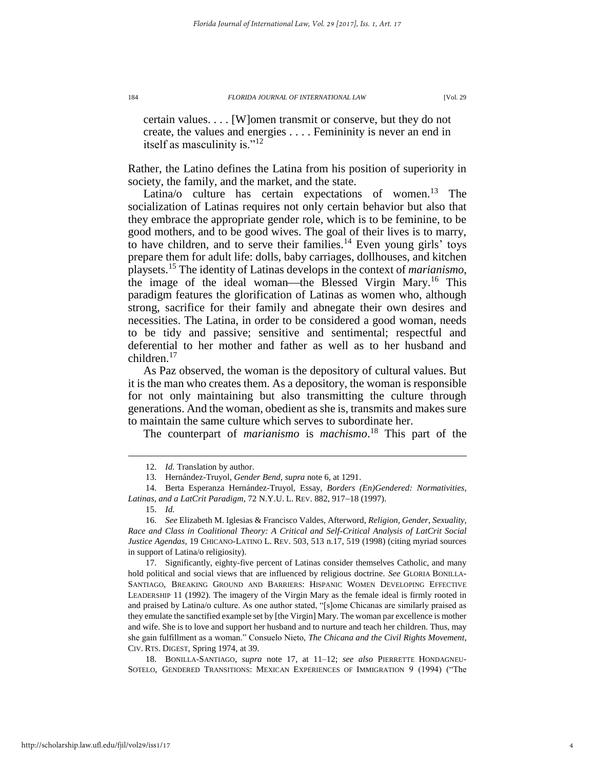certain values. . . . [W]omen transmit or conserve, but they do not create, the values and energies . . . . Femininity is never an end in itself as masculinity is."[12]

Rather, the Latino defines the Latina from his position of superiority in society, the family, and the market, and the state.

Latina/o culture has certain expectations of women.[13] The socialization of Latinas requires not only certain behavior but also that they embrace the appropriate gender role, which is to be feminine, to be good mothers, and to be good wives. The goal of their lives is to marry, to have children, and to serve their families.[14] Even young girls' toys prepare them for adult life: dolls, baby carriages, dollhouses, and kitchen playsets.[15] The identity of Latinas develops in the context of *marianismo*, the image of the ideal woman—the Blessed Virgin Mary.[16] This paradigm features the glorification of Latinas as women who, although strong, sacrifice for their family and abnegate their own desires and necessities. The Latina, in order to be considered a good woman, needs to be tidy and passive; sensitive and sentimental; respectful and deferential to her mother and father as well as to her husband and children.[17]

As Paz observed, the woman is the depository of cultural values. But it is the man who creates them. As a depository, the woman is responsible for not only maintaining but also transmitting the culture through generations. And the woman, obedient as she is, transmits and makes sure to maintain the same culture which serves to subordinate her.

The counterpart of *marianismo* is *machismo*.[18] This part of the

---

12. *Id.* Translation by author.

13. Hernández-Truyol, *Gender Bend*, *supra* note 6, at 1291.

14. Berta Esperanza Hernández-Truyol, Essay, *Borders (En)Gendered: Normativities, Latinas, and a LatCrit Paradigm*, 72 N.Y.U. L. REV. 882, 917–18 (1997).

15. *Id.*

16. *See* Elizabeth M. Iglesias & Francisco Valdes, Afterword, *Religion, Gender, Sexuality, Race and Class in Coalitional Theory: A Critical and Self-Critical Analysis of LatCrit Social Justice Agendas*, 19 CHICANO-LATINO L. REV. 503, 513 n.17, 519 (1998) (citing myriad sources in support of Latina/o religiosity).

17. Significantly, eighty-five percent of Latinas consider themselves Catholic, and many hold political and social views that are influenced by religious doctrine. *See* GLORIA BONILLA-SANTIAGO, BREAKING GROUND AND BARRIERS: HISPANIC WOMEN DEVELOPING EFFECTIVE LEADERSHIP 11 (1992). The imagery of the Virgin Mary as the female ideal is firmly rooted in and praised by Latina/o culture. As one author stated, "[s]ome Chicanas are similarly praised as they emulate the sanctified example set by [the Virgin] Mary. The woman par excellence is mother and wife. She is to love and support her husband and to nurture and teach her children. Thus, may she gain fulfillment as a woman." Consuelo Nieto, *The Chicana and the Civil Rights Movement*, CIV. RTS. DIGEST, Spring 1974, at 39.

18. BONILLA-SANTIAGO, *supra* note 17, at 11–12; *see also* PIERRETTE HONDAGNEU-SOTELO, GENDERED TRANSITIONS: MEXICAN EXPERIENCES OF IMMIGRATION 9 (1994) ("The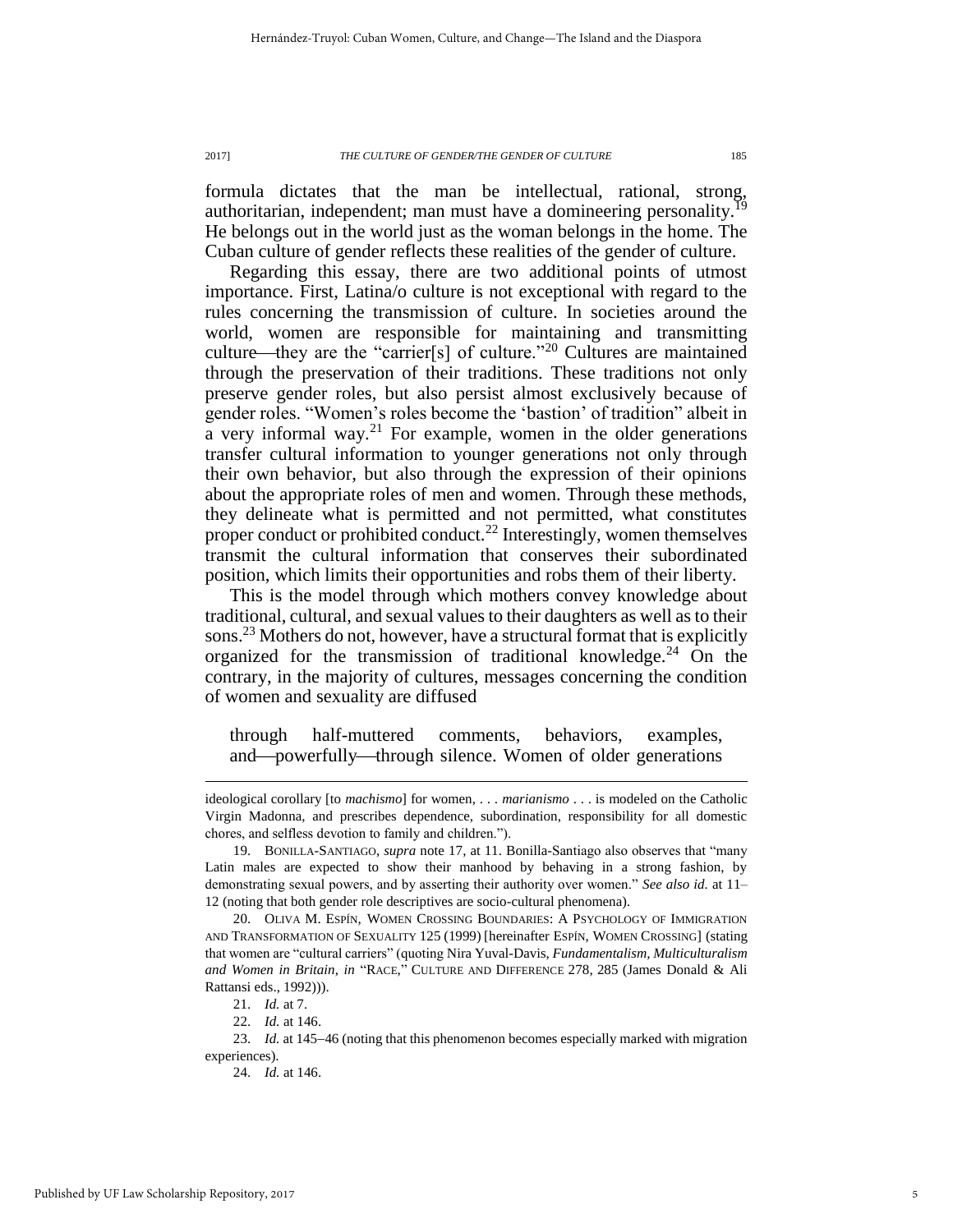formula dictates that the man be intellectual, rational, strong, authoritarian, independent; man must have a domineering personality.[19] He belongs out in the world just as the woman belongs in the home. The Cuban culture of gender reflects these realities of the gender of culture.

Regarding this essay, there are two additional points of utmost importance. First, Latina/o culture is not exceptional with regard to the rules concerning the transmission of culture. In societies around the world, women are responsible for maintaining and transmitting culture—they are the "carrier[s] of culture."[20] Cultures are maintained through the preservation of their traditions. These traditions not only preserve gender roles, but also persist almost exclusively because of gender roles. "Women's roles become the 'bastion' of tradition" albeit in a very informal way.[21] For example, women in the older generations transfer cultural information to younger generations not only through their own behavior, but also through the expression of their opinions about the appropriate roles of men and women. Through these methods, they delineate what is permitted and not permitted, what constitutes proper conduct or prohibited conduct.[22] Interestingly, women themselves transmit the cultural information that conserves their subordinated position, which limits their opportunities and robs them of their liberty.

This is the model through which mothers convey knowledge about traditional, cultural, and sexual values to their daughters as well as to their sons.[23] Mothers do not, however, have a structural format that is explicitly organized for the transmission of traditional knowledge.[24] On the contrary, in the majority of cultures, messages concerning the condition of women and sexuality are diffused

> through half-muttered comments, behaviors, examples, and—powerfully—through silence. Women of older generations

---

ideological corollary [to *machismo*] for women, . . . *marianismo* . . . is modeled on the Catholic Virgin Madonna, and prescribes dependence, subordination, responsibility for all domestic chores, and selfless devotion to family and children.").

19. BONILLA-SANTIAGO, *supra* note 17, at 11. Bonilla-Santiago also observes that "many Latin males are expected to show their manhood by behaving in a strong fashion, by demonstrating sexual powers, and by asserting their authority over women." *See also id.* at 11–12 (noting that both gender role descriptives are socio-cultural phenomena).

20. OLIVA M. ESPÍN, WOMEN CROSSING BOUNDARIES: A PSYCHOLOGY OF IMMIGRATION AND TRANSFORMATION OF SEXUALITY 125 (1999) [hereinafter ESPÍN, WOMEN CROSSING] (stating that women are "cultural carriers" (quoting Nira Yuval-Davis, *Fundamentalism, Multiculturalism and Women in Britain*, *in* "RACE," CULTURE AND DIFFERENCE 278, 285 (James Donald & Ali Rattansi eds., 1992))).

21. *Id.* at 7.

22. *Id.* at 146.

23. *Id.* at 145–46 (noting that this phenomenon becomes especially marked with migration experiences).

24. *Id.* at 146.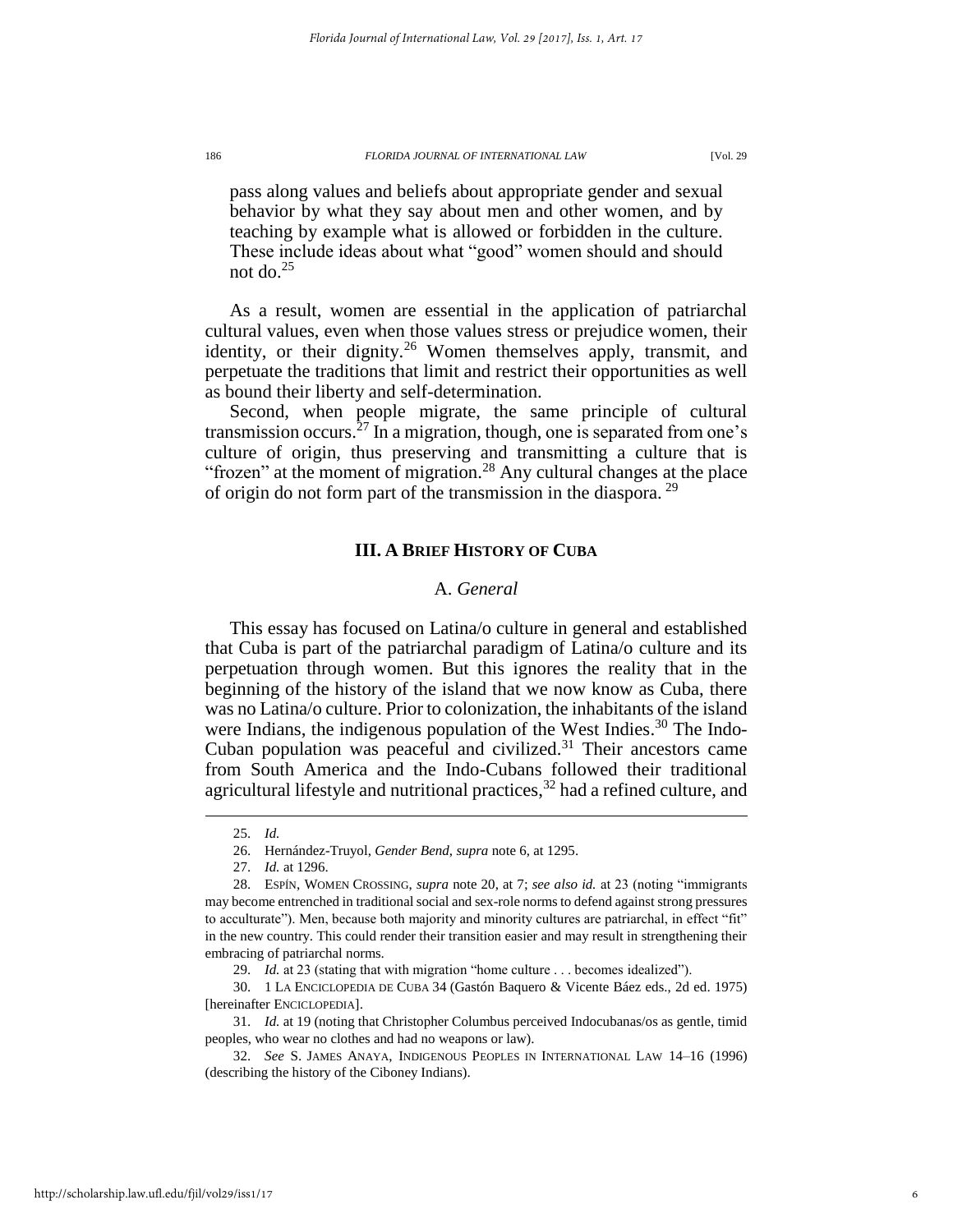pass along values and beliefs about appropriate gender and sexual behavior by what they say about men and other women, and by teaching by example what is allowed or forbidden in the culture. These include ideas about what "good" women should and should not do.[25]

As a result, women are essential in the application of patriarchal cultural values, even when those values stress or prejudice women, their identity, or their dignity.[26] Women themselves apply, transmit, and perpetuate the traditions that limit and restrict their opportunities as well as bound their liberty and self-determination.

Second, when people migrate, the same principle of cultural transmission occurs.[27] In a migration, though, one is separated from one's culture of origin, thus preserving and transmitting a culture that is "frozen" at the moment of migration.[28] Any cultural changes at the place of origin do not form part of the transmission in the diaspora.[29]

## III. A Brief History of Cuba

### A. *General*

This essay has focused on Latina/o culture in general and established that Cuba is part of the patriarchal paradigm of Latina/o culture and its perpetuation through women. But this ignores the reality that in the beginning of the history of the island that we now know as Cuba, there was no Latina/o culture. Prior to colonization, the inhabitants of the island were Indians, the indigenous population of the West Indies.[30] The Indo-Cuban population was peaceful and civilized.[31] Their ancestors came from South America and the Indo-Cubans followed their traditional agricultural lifestyle and nutritional practices,[32] had a refined culture, and

---

25. *Id.*

26. Hernández-Truyol, *Gender Bend*, *supra* note 6, at 1295.

27. *Id.* at 1296.

28. Espín, Women Crossing, *supra* note 20, at 7; *see also id.* at 23 (noting "immigrants may become entrenched in traditional social and sex-role norms to defend against strong pressures to acculturate"). Men, because both majority and minority cultures are patriarchal, in effect "fit" in the new country. This could render their transition easier and may result in strengthening their embracing of patriarchal norms.

29. *Id.* at 23 (stating that with migration "home culture . . . becomes idealized").

30. 1 La Enciclopedia de Cuba 34 (Gastón Baquero & Vicente Báez eds., 2d ed. 1975) [hereinafter Enciclopedia].

31. *Id.* at 19 (noting that Christopher Columbus perceived Indocubanas/os as gentle, timid peoples, who wear no clothes and had no weapons or law).

32. *See* S. James Anaya, Indigenous Peoples in International Law 14–16 (1996) (describing the history of the Ciboney Indians).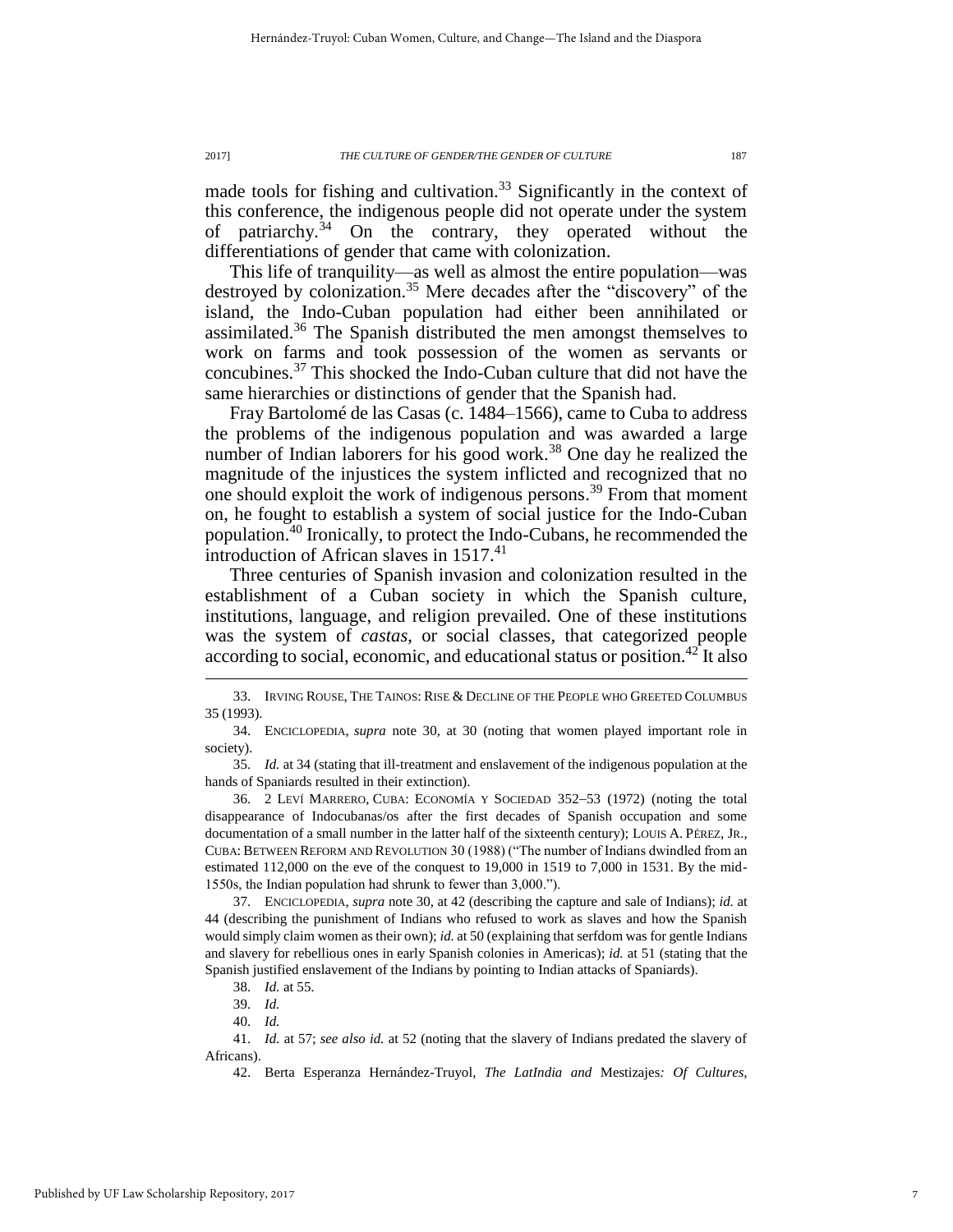made tools for fishing and cultivation.[33] Significantly in the context of this conference, the indigenous people did not operate under the system of patriarchy.[34] On the contrary, they operated without the differentiations of gender that came with colonization.

This life of tranquility—as well as almost the entire population—was destroyed by colonization.[35] Mere decades after the "discovery" of the island, the Indo-Cuban population had either been annihilated or assimilated.[36] The Spanish distributed the men amongst themselves to work on farms and took possession of the women as servants or concubines.[37] This shocked the Indo-Cuban culture that did not have the same hierarchies or distinctions of gender that the Spanish had.

Fray Bartolomé de las Casas (c. 1484–1566), came to Cuba to address the problems of the indigenous population and was awarded a large number of Indian laborers for his good work.[38] One day he realized the magnitude of the injustices the system inflicted and recognized that no one should exploit the work of indigenous persons.[39] From that moment on, he fought to establish a system of social justice for the Indo-Cuban population.[40] Ironically, to protect the Indo-Cubans, he recommended the introduction of African slaves in 1517.[41]

Three centuries of Spanish invasion and colonization resulted in the establishment of a Cuban society in which the Spanish culture, institutions, language, and religion prevailed. One of these institutions was the system of *castas*, or social classes, that categorized people according to social, economic, and educational status or position.[42] It also

---

33. IRVING ROUSE, THE TAINOS: RISE & DECLINE OF THE PEOPLE WHO GREETED COLUMBUS 35 (1993).

34. ENCICLOPEDIA, *supra* note 30, at 30 (noting that women played important role in society).

35. *Id.* at 34 (stating that ill-treatment and enslavement of the indigenous population at the hands of Spaniards resulted in their extinction).

36. 2 LEVÍ MARRERO, CUBA: ECONOMÍA Y SOCIEDAD 352–53 (1972) (noting the total disappearance of Indocubanas/os after the first decades of Spanish occupation and some documentation of a small number in the latter half of the sixteenth century); LOUIS A. PÉREZ, JR., CUBA: BETWEEN REFORM AND REVOLUTION 30 (1988) ("The number of Indians dwindled from an estimated 112,000 on the eve of the conquest to 19,000 in 1519 to 7,000 in 1531. By the mid-1550s, the Indian population had shrunk to fewer than 3,000.").

37. ENCICLOPEDIA, *supra* note 30, at 42 (describing the capture and sale of Indians); *id.* at 44 (describing the punishment of Indians who refused to work as slaves and how the Spanish would simply claim women as their own); *id.* at 50 (explaining that serfdom was for gentle Indians and slavery for rebellious ones in early Spanish colonies in Americas); *id.* at 51 (stating that the Spanish justified enslavement of the Indians by pointing to Indian attacks of Spaniards).

38. *Id.* at 55.

39. *Id.*

40. *Id.*

41. *Id.* at 57; *see also id.* at 52 (noting that the slavery of Indians predated the slavery of Africans).

42. Berta Esperanza Hernández-Truyol, *The LatIndia and* Mestizajes*: Of Cultures,*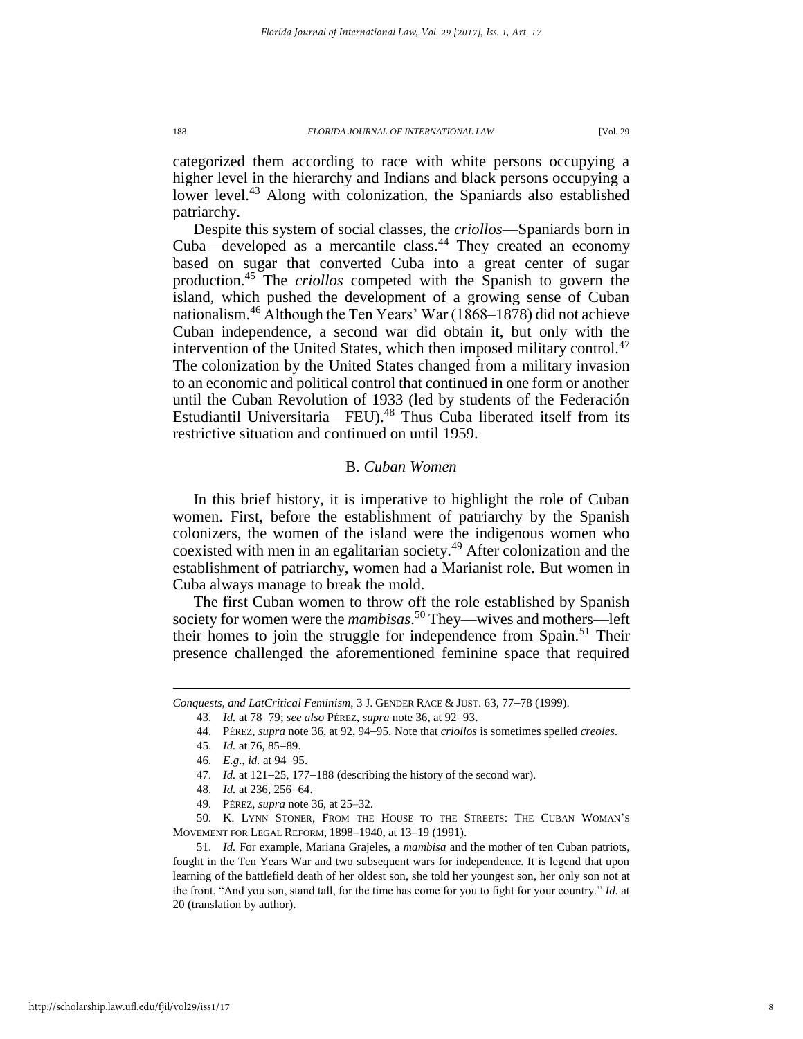categorized them according to race with white persons occupying a higher level in the hierarchy and Indians and black persons occupying a lower level.[43] Along with colonization, the Spaniards also established patriarchy.

Despite this system of social classes, the *criollos*—Spaniards born in Cuba—developed as a mercantile class.[44] They created an economy based on sugar that converted Cuba into a great center of sugar production.[45] The *criollos* competed with the Spanish to govern the island, which pushed the development of a growing sense of Cuban nationalism.[46] Although the Ten Years' War (1868–1878) did not achieve Cuban independence, a second war did obtain it, but only with the intervention of the United States, which then imposed military control.[47] The colonization by the United States changed from a military invasion to an economic and political control that continued in one form or another until the Cuban Revolution of 1933 (led by students of the Federación Estudiantil Universitaria—FEU).[48] Thus Cuba liberated itself from its restrictive situation and continued on until 1959.

### B. *Cuban Women*

In this brief history, it is imperative to highlight the role of Cuban women. First, before the establishment of patriarchy by the Spanish colonizers, the women of the island were the indigenous women who coexisted with men in an egalitarian society.[49] After colonization and the establishment of patriarchy, women had a Marianist role. But women in Cuba always manage to break the mold.

The first Cuban women to throw off the role established by Spanish society for women were the *mambisas*.[50] They—wives and mothers—left their homes to join the struggle for independence from Spain.[51] Their presence challenged the aforementioned feminine space that required

---

*Conquests, and LatCritical Feminism*, 3 J. GENDER RACE & JUST. 63, 77–78 (1999).

43. *Id.* at 78–79; *see also* PÉREZ, *supra* note 36, at 92–93.

44. PÉREZ, *supra* note 36, at 92, 94–95. Note that *criollos* is sometimes spelled *creoles*.

45. *Id.* at 76, 85–89.

46. *E.g.*, *id.* at 94–95.

47. *Id.* at 121–25, 177–188 (describing the history of the second war).

48. *Id.* at 236, 256–64.

49. PÉREZ, *supra* note 36, at 25–32.

50. K. LYNN STONER, FROM THE HOUSE TO THE STREETS: THE CUBAN WOMAN'S MOVEMENT FOR LEGAL REFORM, 1898–1940, at 13–19 (1991).

51. *Id.* For example, Mariana Grajeles, a *mambisa* and the mother of ten Cuban patriots, fought in the Ten Years War and two subsequent wars for independence. It is legend that upon learning of the battlefield death of her oldest son, she told her youngest son, her only son not at the front, "And you son, stand tall, for the time has come for you to fight for your country." *Id.* at 20 (translation by author).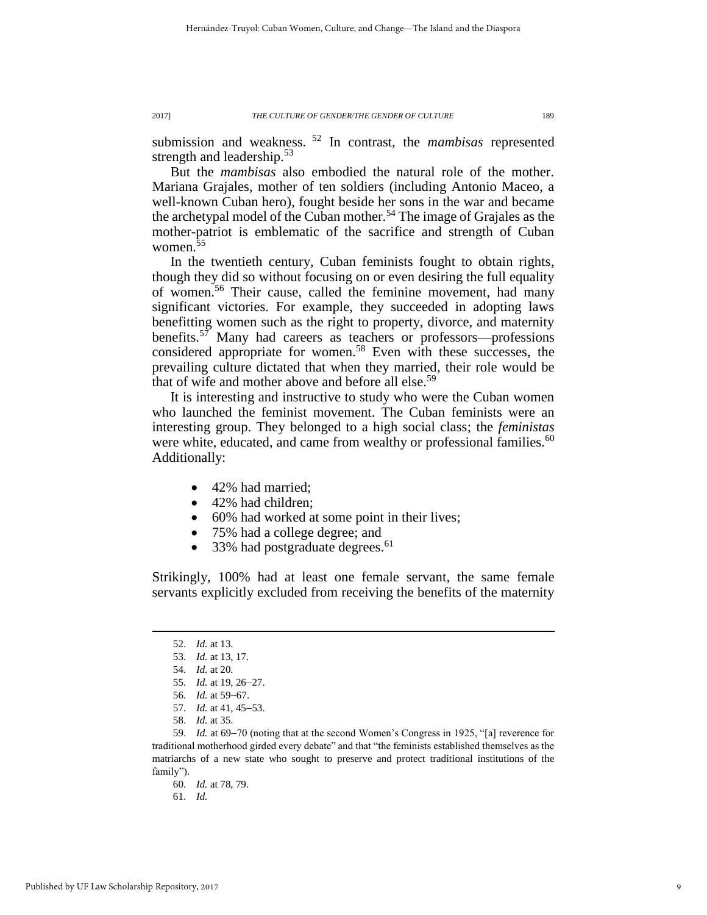submission and weakness.[52] In contrast, the *mambisas* represented strength and leadership.[53]

But the *mambisas* also embodied the natural role of the mother. Mariana Grajales, mother of ten soldiers (including Antonio Maceo, a well-known Cuban hero), fought beside her sons in the war and became the archetypal model of the Cuban mother.[54] The image of Grajales as the mother-patriot is emblematic of the sacrifice and strength of Cuban women.[55]

In the twentieth century, Cuban feminists fought to obtain rights, though they did so without focusing on or even desiring the full equality of women.[56] Their cause, called the feminine movement, had many significant victories. For example, they succeeded in adopting laws benefitting women such as the right to property, divorce, and maternity benefits.[57] Many had careers as teachers or professors—professions considered appropriate for women.[58] Even with these successes, the prevailing culture dictated that when they married, their role would be that of wife and mother above and before all else.[59]

It is interesting and instructive to study who were the Cuban women who launched the feminist movement. The Cuban feminists were an interesting group. They belonged to a high social class; the *feministas* were white, educated, and came from wealthy or professional families.[60] Additionally:

- 42% had married;
- 42% had children;
- 60% had worked at some point in their lives;
- 75% had a college degree; and
- 33% had postgraduate degrees.[61]

Strikingly, 100% had at least one female servant, the same female servants explicitly excluded from receiving the benefits of the maternity

---

52. *Id.* at 13.

53. *Id.* at 13, 17.

54. *Id.* at 20.

55. *Id.* at 19, 26–27.

56. *Id.* at 59–67.

57. *Id.* at 41, 45–53.

58. *Id.* at 35.

59. *Id.* at 69–70 (noting that at the second Women's Congress in 1925, "[a] reverence for traditional motherhood girded every debate" and that "the feminists established themselves as the matriarchs of a new state who sought to preserve and protect traditional institutions of the family").

60. *Id.* at 78, 79.

61. *Id.*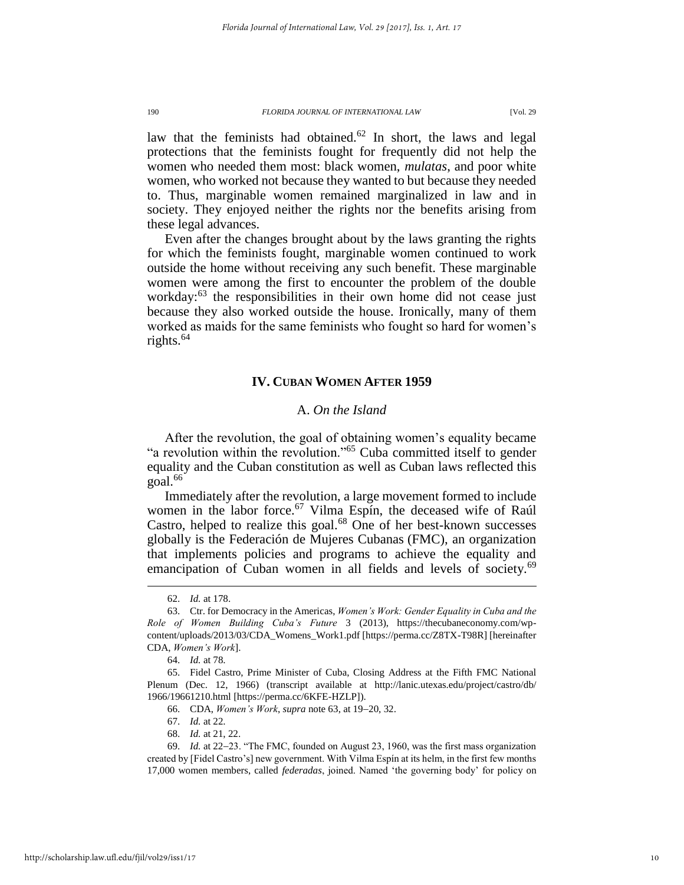law that the feminists had obtained.[62] In short, the laws and legal protections that the feminists fought for frequently did not help the women who needed them most: black women, *mulatas*, and poor white women, who worked not because they wanted to but because they needed to. Thus, marginable women remained marginalized in law and in society. They enjoyed neither the rights nor the benefits arising from these legal advances.

Even after the changes brought about by the laws granting the rights for which the feminists fought, marginable women continued to work outside the home without receiving any such benefit. These marginable women were among the first to encounter the problem of the double workday:[63] the responsibilities in their own home did not cease just because they also worked outside the house. Ironically, many of them worked as maids for the same feminists who fought so hard for women's rights.[64]

## IV. Cuban Women After 1959

### A. *On the Island*

After the revolution, the goal of obtaining women's equality became "a revolution within the revolution."[65] Cuba committed itself to gender equality and the Cuban constitution as well as Cuban laws reflected this goal.[66]

Immediately after the revolution, a large movement formed to include women in the labor force.[67] Vilma Espín, the deceased wife of Raúl Castro, helped to realize this goal.[68] One of her best-known successes globally is the Federación de Mujeres Cubanas (FMC), an organization that implements policies and programs to achieve the equality and emancipation of Cuban women in all fields and levels of society.[69]

---

62. *Id.* at 178.

63. Ctr. for Democracy in the Americas, *Women's Work: Gender Equality in Cuba and the Role of Women Building Cuba's Future* 3 (2013), https://thecubaneconomy.com/wp-content/uploads/2013/03/CDA_Womens_Work1.pdf [https://perma.cc/Z8TX-T98R] [hereinafter CDA, *Women's Work*].

64. *Id.* at 78.

65. Fidel Castro, Prime Minister of Cuba, Closing Address at the Fifth FMC National Plenum (Dec. 12, 1966) (transcript available at http://lanic.utexas.edu/project/castro/db/1966/19661210.html [https://perma.cc/6KFE-HZLP]).

66. CDA, *Women's Work*, *supra* note 63, at 19–20, 32.

67. *Id.* at 22.

68. *Id.* at 21, 22.

69. *Id.* at 22–23. "The FMC, founded on August 23, 1960, was the first mass organization created by [Fidel Castro's] new government. With Vilma Espín at its helm, in the first few months 17,000 women members, called *federadas*, joined. Named 'the governing body' for policy on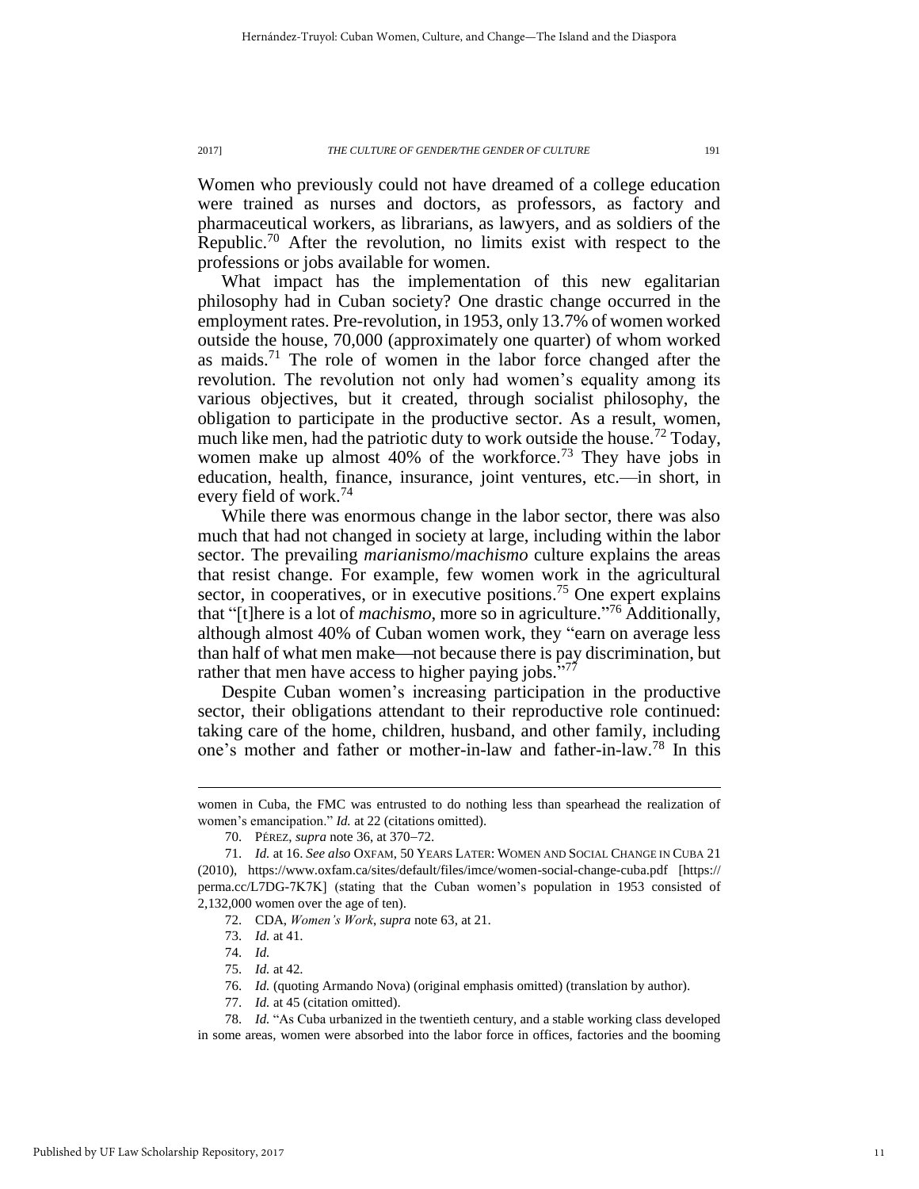Women who previously could not have dreamed of a college education were trained as nurses and doctors, as professors, as factory and pharmaceutical workers, as librarians, as lawyers, and as soldiers of the Republic.[70] After the revolution, no limits exist with respect to the professions or jobs available for women.

What impact has the implementation of this new egalitarian philosophy had in Cuban society? One drastic change occurred in the employment rates. Pre-revolution, in 1953, only 13.7% of women worked outside the house, 70,000 (approximately one quarter) of whom worked as maids.[71] The role of women in the labor force changed after the revolution. The revolution not only had women's equality among its various objectives, but it created, through socialist philosophy, the obligation to participate in the productive sector. As a result, women, much like men, had the patriotic duty to work outside the house.[72] Today, women make up almost 40% of the workforce.[73] They have jobs in education, health, finance, insurance, joint ventures, etc.—in short, in every field of work.[74]

While there was enormous change in the labor sector, there was also much that had not changed in society at large, including within the labor sector. The prevailing *marianismo*/*machismo* culture explains the areas that resist change. For example, few women work in the agricultural sector, in cooperatives, or in executive positions.[75] One expert explains that "[t]here is a lot of *machismo*, more so in agriculture."[76] Additionally, although almost 40% of Cuban women work, they "earn on average less than half of what men make—not because there is pay discrimination, but rather that men have access to higher paying jobs."[77]

Despite Cuban women's increasing participation in the productive sector, their obligations attendant to their reproductive role continued: taking care of the home, children, husband, and other family, including one's mother and father or mother-in-law and father-in-law.[78] In this

---

women in Cuba, the FMC was entrusted to do nothing less than spearhead the realization of women's emancipation." *Id.* at 22 (citations omitted).

70. PÉREZ, *supra* note 36, at 370–72.

71. *Id.* at 16. *See also* OXFAM, 50 YEARS LATER: WOMEN AND SOCIAL CHANGE IN CUBA 21 (2010), https://www.oxfam.ca/sites/default/files/imce/women-social-change-cuba.pdf [https://perma.cc/L7DG-7K7K] (stating that the Cuban women's population in 1953 consisted of 2,132,000 women over the age of ten).

72. CDA, *Women's Work*, *supra* note 63, at 21.

73. *Id.* at 41.

74. *Id.*

75. *Id.* at 42.

76. *Id.* (quoting Armando Nova) (original emphasis omitted) (translation by author).

77. *Id.* at 45 (citation omitted).

78. *Id.* "As Cuba urbanized in the twentieth century, and a stable working class developed in some areas, women were absorbed into the labor force in offices, factories and the booming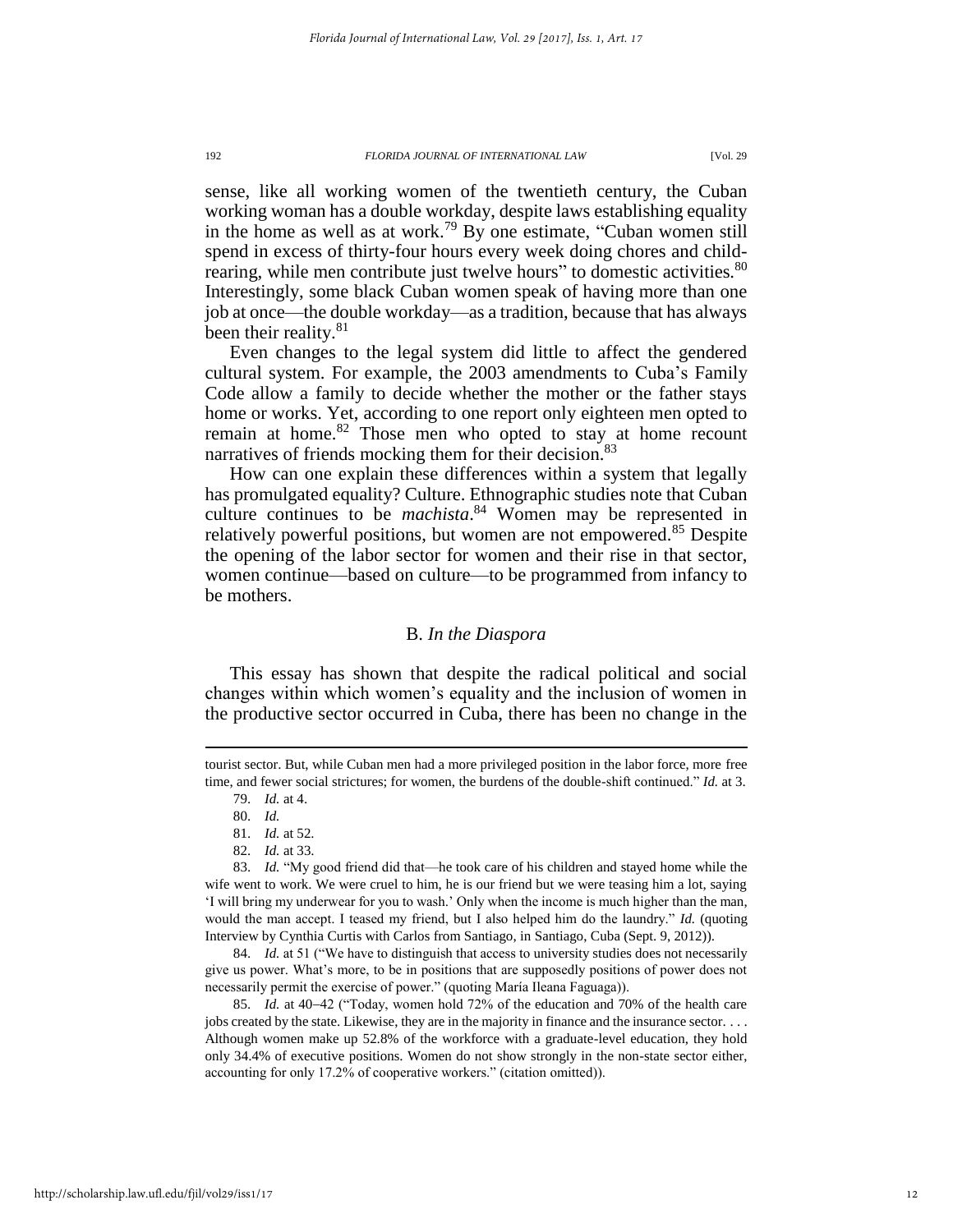sense, like all working women of the twentieth century, the Cuban working woman has a double workday, despite laws establishing equality in the home as well as at work.[79] By one estimate, "Cuban women still spend in excess of thirty-four hours every week doing chores and child-rearing, while men contribute just twelve hours" to domestic activities.[80] Interestingly, some black Cuban women speak of having more than one job at once—the double workday—as a tradition, because that has always been their reality.[81]

Even changes to the legal system did little to affect the gendered cultural system. For example, the 2003 amendments to Cuba's Family Code allow a family to decide whether the mother or the father stays home or works. Yet, according to one report only eighteen men opted to remain at home.[82] Those men who opted to stay at home recount narratives of friends mocking them for their decision.[83]

How can one explain these differences within a system that legally has promulgated equality? Culture. Ethnographic studies note that Cuban culture continues to be *machista*.[84] Women may be represented in relatively powerful positions, but women are not empowered.[85] Despite the opening of the labor sector for women and their rise in that sector, women continue—based on culture—to be programmed from infancy to be mothers.

## B. *In the Diaspora*

This essay has shown that despite the radical political and social changes within which women's equality and the inclusion of women in the productive sector occurred in Cuba, there has been no change in the

---

tourist sector. But, while Cuban men had a more privileged position in the labor force, more free time, and fewer social strictures; for women, the burdens of the double-shift continued." *Id.* at 3.

79. *Id.* at 4.

80. *Id.*

81. *Id.* at 52.

82. *Id.* at 33.

83. *Id.* "My good friend did that—he took care of his children and stayed home while the wife went to work. We were cruel to him, he is our friend but we were teasing him a lot, saying 'I will bring my underwear for you to wash.' Only when the income is much higher than the man, would the man accept. I teased my friend, but I also helped him do the laundry." *Id.* (quoting Interview by Cynthia Curtis with Carlos from Santiago, in Santiago, Cuba (Sept. 9, 2012)).

84. *Id.* at 51 ("We have to distinguish that access to university studies does not necessarily give us power. What's more, to be in positions that are supposedly positions of power does not necessarily permit the exercise of power." (quoting María Ileana Faguaga)).

85. *Id.* at 40–42 ("Today, women hold 72% of the education and 70% of the health care jobs created by the state. Likewise, they are in the majority in finance and the insurance sector. . . . Although women make up 52.8% of the workforce with a graduate-level education, they hold only 34.4% of executive positions. Women do not show strongly in the non-state sector either, accounting for only 17.2% of cooperative workers." (citation omitted)).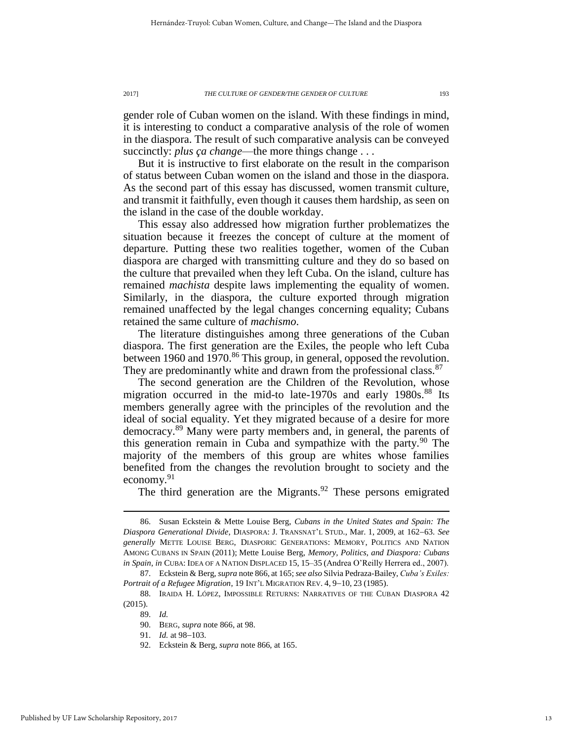gender role of Cuban women on the island. With these findings in mind, it is interesting to conduct a comparative analysis of the role of women in the diaspora. The result of such comparative analysis can be conveyed succinctly: *plus ça change*—the more things change . . .

But it is instructive to first elaborate on the result in the comparison of status between Cuban women on the island and those in the diaspora. As the second part of this essay has discussed, women transmit culture, and transmit it faithfully, even though it causes them hardship, as seen on the island in the case of the double workday.

This essay also addressed how migration further problematizes the situation because it freezes the concept of culture at the moment of departure. Putting these two realities together, women of the Cuban diaspora are charged with transmitting culture and they do so based on the culture that prevailed when they left Cuba. On the island, culture has remained *machista* despite laws implementing the equality of women. Similarly, in the diaspora, the culture exported through migration remained unaffected by the legal changes concerning equality; Cubans retained the same culture of *machismo*.

The literature distinguishes among three generations of the Cuban diaspora. The first generation are the Exiles, the people who left Cuba between 1960 and 1970.[86] This group, in general, opposed the revolution. They are predominantly white and drawn from the professional class.[87]

The second generation are the Children of the Revolution, whose migration occurred in the mid-to late-1970s and early 1980s.[88] Its members generally agree with the principles of the revolution and the ideal of social equality. Yet they migrated because of a desire for more democracy.[89] Many were party members and, in general, the parents of this generation remain in Cuba and sympathize with the party.[90] The majority of the members of this group are whites whose families benefited from the changes the revolution brought to society and the economy.[91]

The third generation are the Migrants.[92] These persons emigrated

---

86. Susan Eckstein & Mette Louise Berg, *Cubans in the United States and Spain: The Diaspora Generational Divide*, DIASPORA: J. TRANSNAT'L STUD., Mar. 1, 2009, at 162–63. *See generally* METTE LOUISE BERG, DIASPORIC GENERATIONS: MEMORY, POLITICS AND NATION AMONG CUBANS IN SPAIN (2011); Mette Louise Berg, *Memory, Politics, and Diaspora: Cubans in Spain*, *in* CUBA: IDEA OF A NATION DISPLACED 15, 15–35 (Andrea O'Reilly Herrera ed., 2007).

87. Eckstein & Berg, *supra* note 866, at 165; *see also* Silvia Pedraza-Bailey, *Cuba's Exiles: Portrait of a Refugee Migration*, 19 INT'L MIGRATION REV. 4, 9–10, 23 (1985).

88. IRAIDA H. LÓPEZ, IMPOSSIBLE RETURNS: NARRATIVES OF THE CUBAN DIASPORA 42 (2015).

89. *Id.*

90. BERG, *supra* note 866, at 98.

91. *Id.* at 98–103.

92. Eckstein & Berg, *supra* note 866, at 165.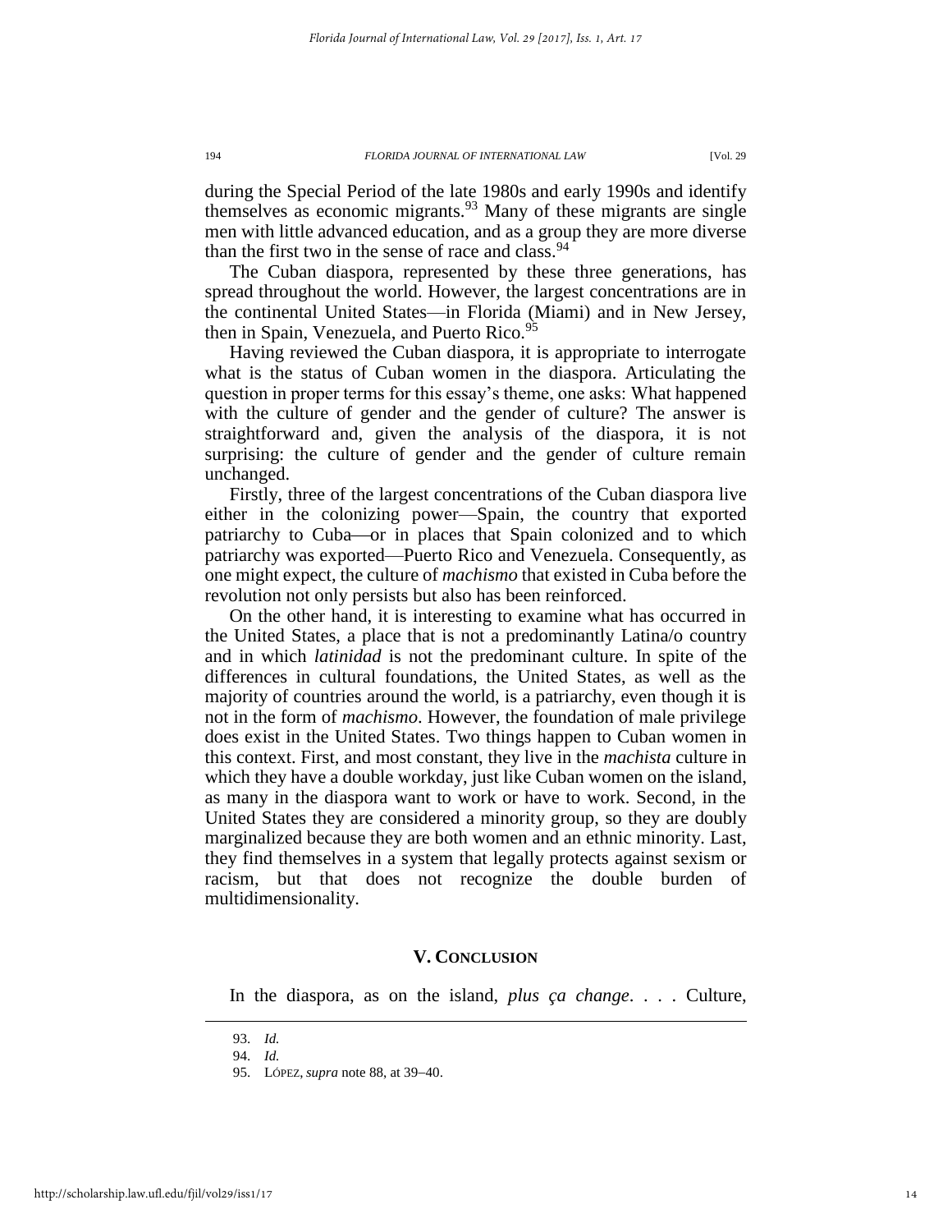during the Special Period of the late 1980s and early 1990s and identify themselves as economic migrants.[93] Many of these migrants are single men with little advanced education, and as a group they are more diverse than the first two in the sense of race and class.[94]

The Cuban diaspora, represented by these three generations, has spread throughout the world. However, the largest concentrations are in the continental United States—in Florida (Miami) and in New Jersey, then in Spain, Venezuela, and Puerto Rico.[95]

Having reviewed the Cuban diaspora, it is appropriate to interrogate what is the status of Cuban women in the diaspora. Articulating the question in proper terms for this essay's theme, one asks: What happened with the culture of gender and the gender of culture? The answer is straightforward and, given the analysis of the diaspora, it is not surprising: the culture of gender and the gender of culture remain unchanged.

Firstly, three of the largest concentrations of the Cuban diaspora live either in the colonizing power—Spain, the country that exported patriarchy to Cuba—or in places that Spain colonized and to which patriarchy was exported—Puerto Rico and Venezuela. Consequently, as one might expect, the culture of *machismo* that existed in Cuba before the revolution not only persists but also has been reinforced.

On the other hand, it is interesting to examine what has occurred in the United States, a place that is not a predominantly Latina/o country and in which *latinidad* is not the predominant culture. In spite of the differences in cultural foundations, the United States, as well as the majority of countries around the world, is a patriarchy, even though it is not in the form of *machismo*. However, the foundation of male privilege does exist in the United States. Two things happen to Cuban women in this context. First, and most constant, they live in the *machista* culture in which they have a double workday, just like Cuban women on the island, as many in the diaspora want to work or have to work. Second, in the United States they are considered a minority group, so they are doubly marginalized because they are both women and an ethnic minority. Last, they find themselves in a system that legally protects against sexism or racism, but that does not recognize the double burden of multidimensionality.

## V. Conclusion

In the diaspora, as on the island, *plus ça change*. . . . Culture,

---

93. *Id.*

94. *Id.*

95. López, *supra* note 88, at 39–40.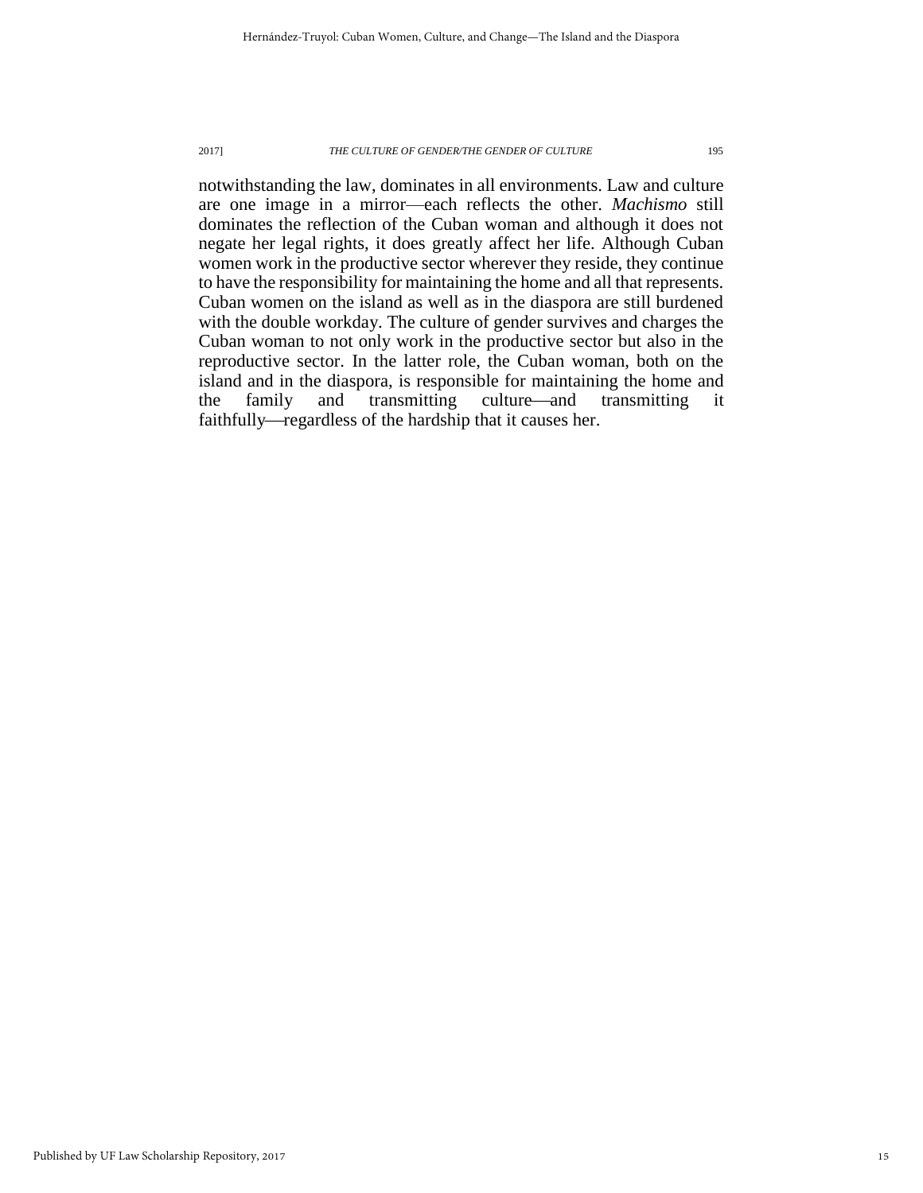notwithstanding the law, dominates in all environments. Law and culture are one image in a mirror—each reflects the other. *Machismo* still dominates the reflection of the Cuban woman and although it does not negate her legal rights, it does greatly affect her life. Although Cuban women work in the productive sector wherever they reside, they continue to have the responsibility for maintaining the home and all that represents. Cuban women on the island as well as in the diaspora are still burdened with the double workday. The culture of gender survives and charges the Cuban woman to not only work in the productive sector but also in the reproductive sector. In the latter role, the Cuban woman, both on the island and in the diaspora, is responsible for maintaining the home and the family and transmitting culture—and transmitting it faithfully—regardless of the hardship that it causes her.